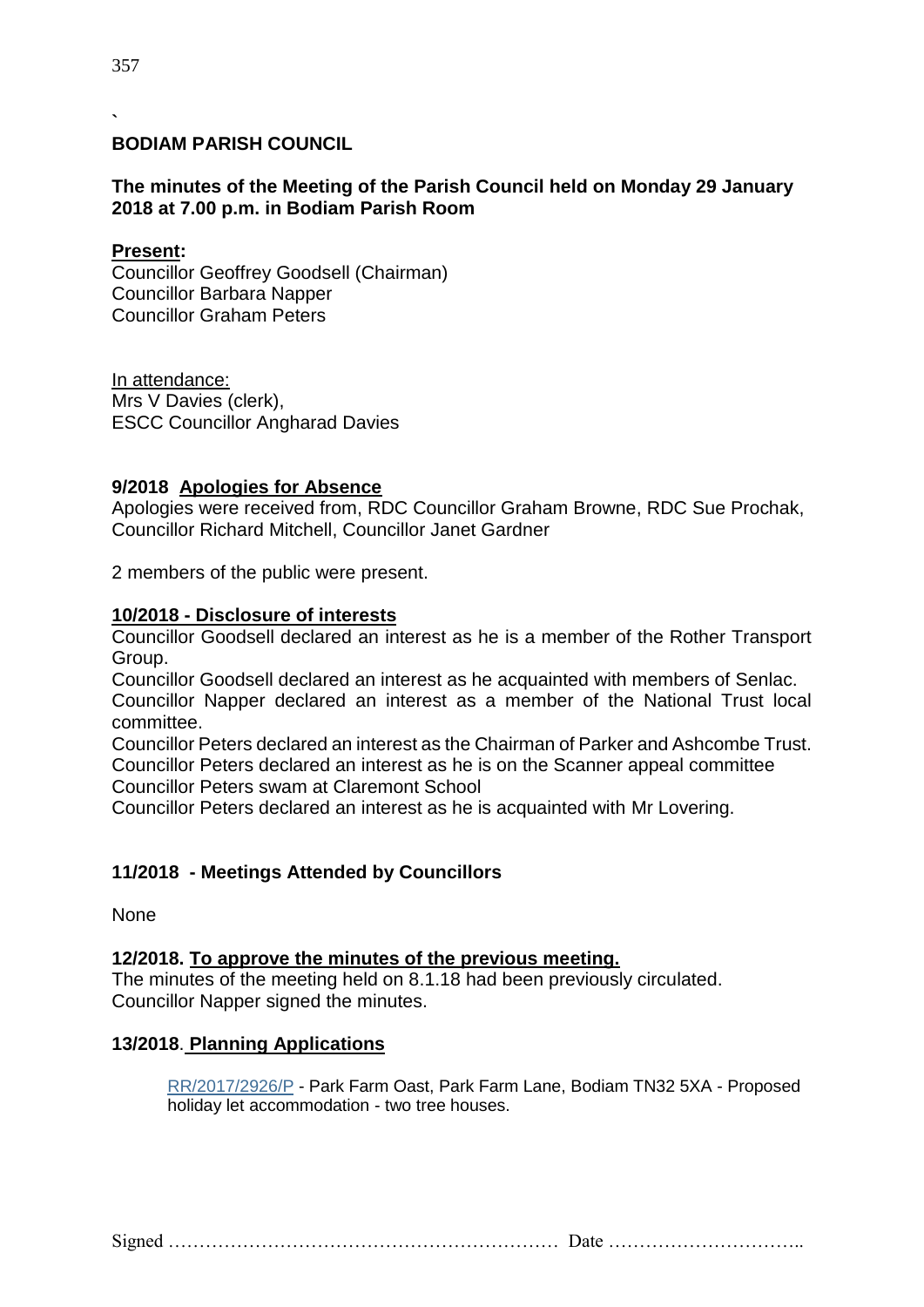# BODIAM PARISH COUNCIL

## The minutes of the Meeting of the Parish Council held on Monday 29 January 2018 at 7.00 p.m. in Bodiam Parish Room

**Present:**
Councillor Geoffrey Goodsell (Chairman)
Councillor Barbara Napper
Councillor Graham Peters

In attendance:
Mrs V Davies (clerk),
ESCC Councillor Angharad Davies

### 9/2018 Apologies for Absence

Apologies were received from, RDC Councillor Graham Browne, RDC Sue Prochak, Councillor Richard Mitchell, Councillor Janet Gardner

2 members of the public were present.

### 10/2018 - Disclosure of interests

Councillor Goodsell declared an interest as he is a member of the Rother Transport Group.
Councillor Goodsell declared an interest as he acquainted with members of Senlac.
Councillor Napper declared an interest as a member of the National Trust local committee.
Councillor Peters declared an interest as the Chairman of Parker and Ashcombe Trust.
Councillor Peters declared an interest as he is on the Scanner appeal committee
Councillor Peters swam at Claremont School
Councillor Peters declared an interest as he is acquainted with Mr Lovering.

### 11/2018 - Meetings Attended by Councillors

None

### 12/2018. To approve the minutes of the previous meeting.

The minutes of the meeting held on 8.1.18 had been previously circulated.
Councillor Napper signed the minutes.

### 13/2018. Planning Applications

RR/2017/2926/P - Park Farm Oast, Park Farm Lane, Bodiam TN32 5XA - Proposed holiday let accommodation - two tree houses.

Signed ……………………………………………………… Date …………………………..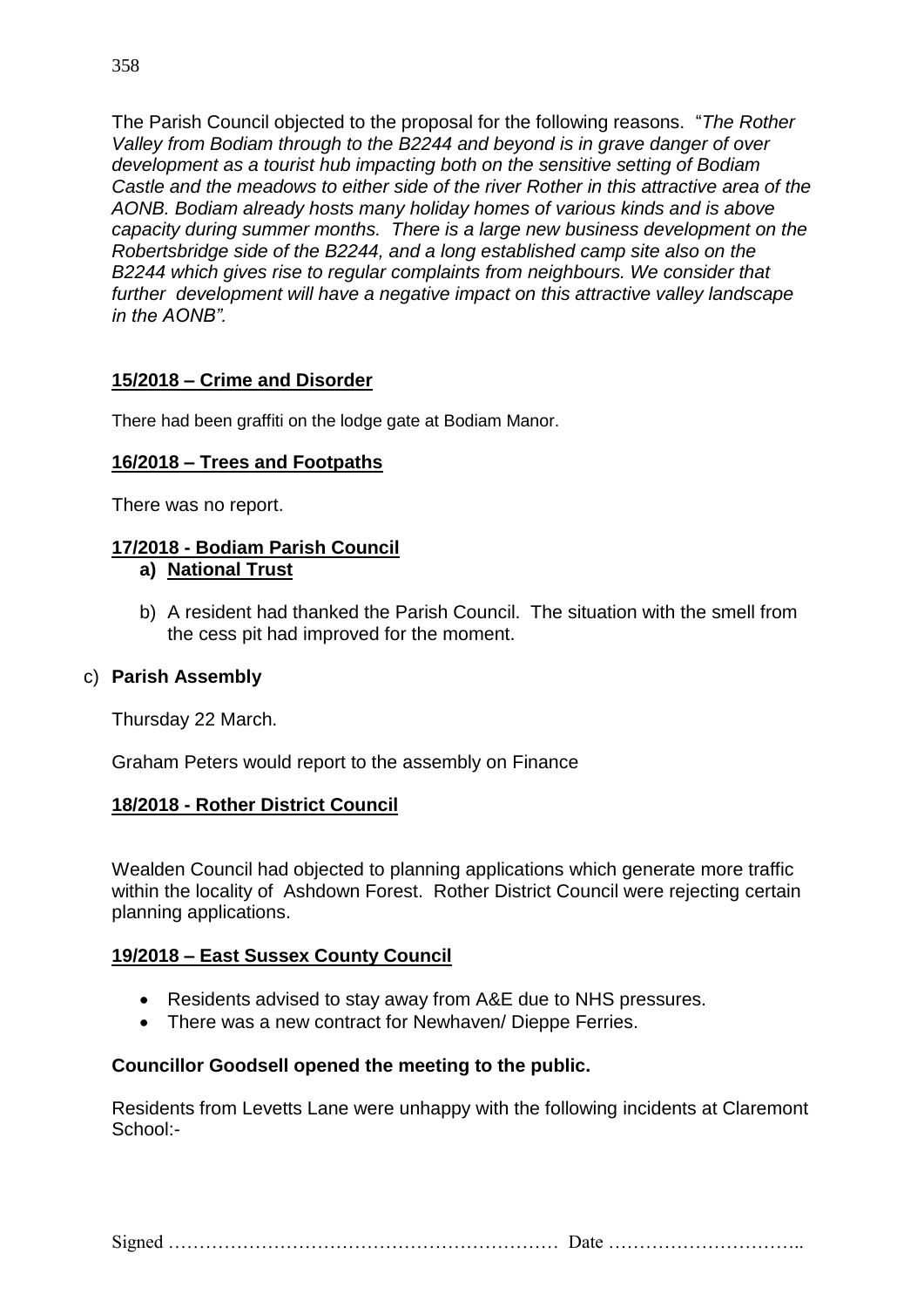The Parish Council objected to the proposal for the following reasons. "*The Rother Valley from Bodiam through to the B2244 and beyond is in grave danger of over development as a tourist hub impacting both on the sensitive setting of Bodiam Castle and the meadows to either side of the river Rother in this attractive area of the AONB. Bodiam already hosts many holiday homes of various kinds and is above capacity during summer months. There is a large new business development on the Robertsbridge side of the B2244, and a long established camp site also on the B2244 which gives rise to regular complaints from neighbours. We consider that further development will have a negative impact on this attractive valley landscape in the AONB".*

**15/2018 – Crime and Disorder**

There had been graffiti on the lodge gate at Bodiam Manor.

**16/2018 – Trees and Footpaths**

There was no report.

**17/2018 - Bodiam Parish Council**

a) **National Trust**

b) A resident had thanked the Parish Council. The situation with the smell from the cess pit had improved for the moment.

c) **Parish Assembly**

Thursday 22 March.

Graham Peters would report to the assembly on Finance

**18/2018 - Rother District Council**

Wealden Council had objected to planning applications which generate more traffic within the locality of Ashdown Forest. Rother District Council were rejecting certain planning applications.

**19/2018 – East Sussex County Council**

- Residents advised to stay away from A&E due to NHS pressures.
- There was a new contract for Newhaven/ Dieppe Ferries.

**Councillor Goodsell opened the meeting to the public.**

Residents from Levetts Lane were unhappy with the following incidents at Claremont School:-

Signed ……………………………………………………… Date …………………………..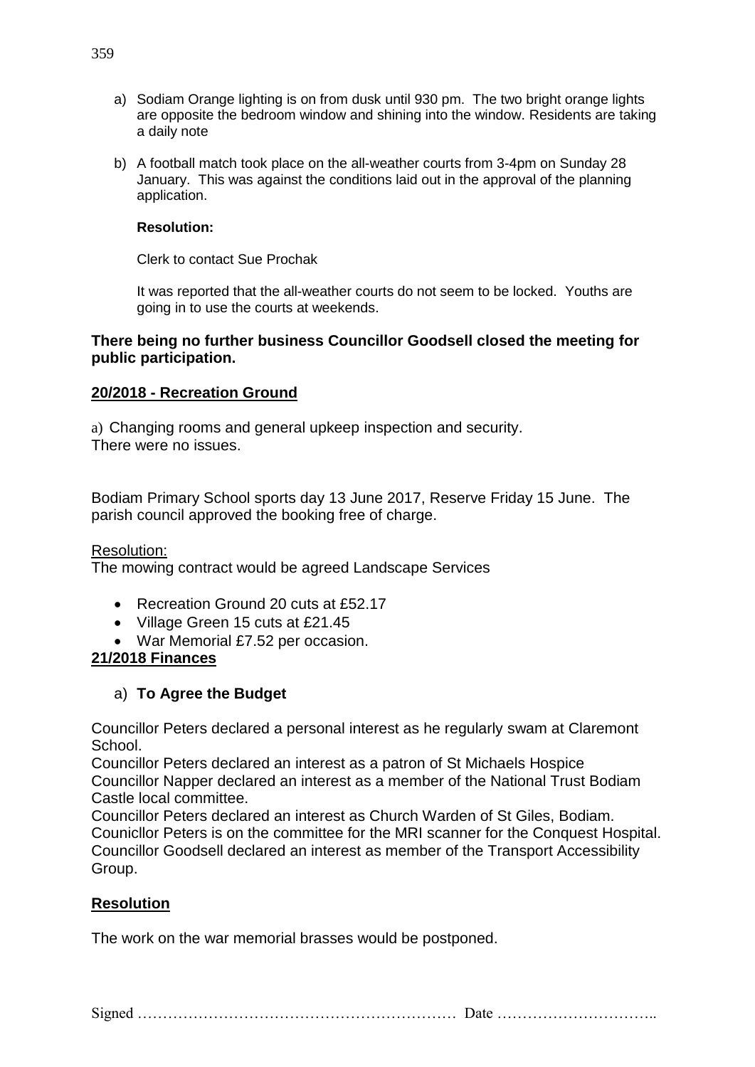a) Sodiam Orange lighting is on from dusk until 930 pm. The two bright orange lights are opposite the bedroom window and shining into the window. Residents are taking a daily note

b) A football match took place on the all-weather courts from 3-4pm on Sunday 28 January. This was against the conditions laid out in the approval of the planning application.

   **Resolution:**

   Clerk to contact Sue Prochak

   It was reported that the all-weather courts do not seem to be locked. Youths are going in to use the courts at weekends.

**There being no further business Councillor Goodsell closed the meeting for public participation.**

## 20/2018 - Recreation Ground

a) Changing rooms and general upkeep inspection and security.
There were no issues.

Bodiam Primary School sports day 13 June 2017, Reserve Friday 15 June. The parish council approved the booking free of charge.

Resolution:
The mowing contract would be agreed Landscape Services

- Recreation Ground 20 cuts at £52.17
- Village Green 15 cuts at £21.45
- War Memorial £7.52 per occasion.

## 21/2018 Finances

a) **To Agree the Budget**

Councillor Peters declared a personal interest as he regularly swam at Claremont School.
Councillor Peters declared an interest as a patron of St Michaels Hospice
Councillor Napper declared an interest as a member of the National Trust Bodiam Castle local committee.
Councillor Peters declared an interest as Church Warden of St Giles, Bodiam.
Counicllor Peters is on the committee for the MRI scanner for the Conquest Hospital.
Councillor Goodsell declared an interest as member of the Transport Accessibility Group.

## Resolution

The work on the war memorial brasses would be postponed.

Signed ……………………………………………………… Date …………………………..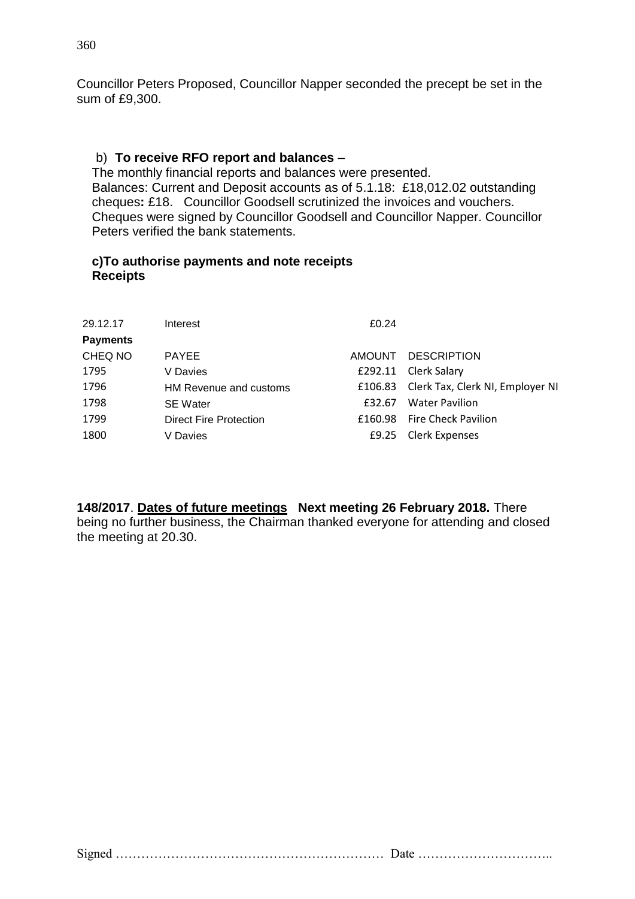Councillor Peters Proposed, Councillor Napper seconded the precept be set in the sum of £9,300.

b) **To receive RFO report and balances** –

The monthly financial reports and balances were presented.
Balances: Current and Deposit accounts as of 5.1.18: £18,012.02 outstanding cheques**:** £18. Councillor Goodsell scrutinized the invoices and vouchers. Cheques were signed by Councillor Goodsell and Councillor Napper. Councillor Peters verified the bank statements.

**c)To authorise payments and note receipts**
**Receipts**

| | | | |
|---|---|---|---|
| 29.12.17 | Interest | £0.24 | |
| **Payments** | | | |
| CHEQ NO | PAYEE | AMOUNT | DESCRIPTION |
| 1795 | V Davies | £292.11 | Clerk Salary |
| 1796 | HM Revenue and customs | £106.83 | Clerk Tax, Clerk NI, Employer NI |
| 1798 | SE Water | £32.67 | Water Pavilion |
| 1799 | Direct Fire Protection | £160.98 | Fire Check Pavilion |
| 1800 | V Davies | £9.25 | Clerk Expenses |

**148/2017**. **Dates of future meetings Next meeting 26 February 2018.** There being no further business, the Chairman thanked everyone for attending and closed the meeting at 20.30.

Signed ……………………………………………………… Date …………………………..